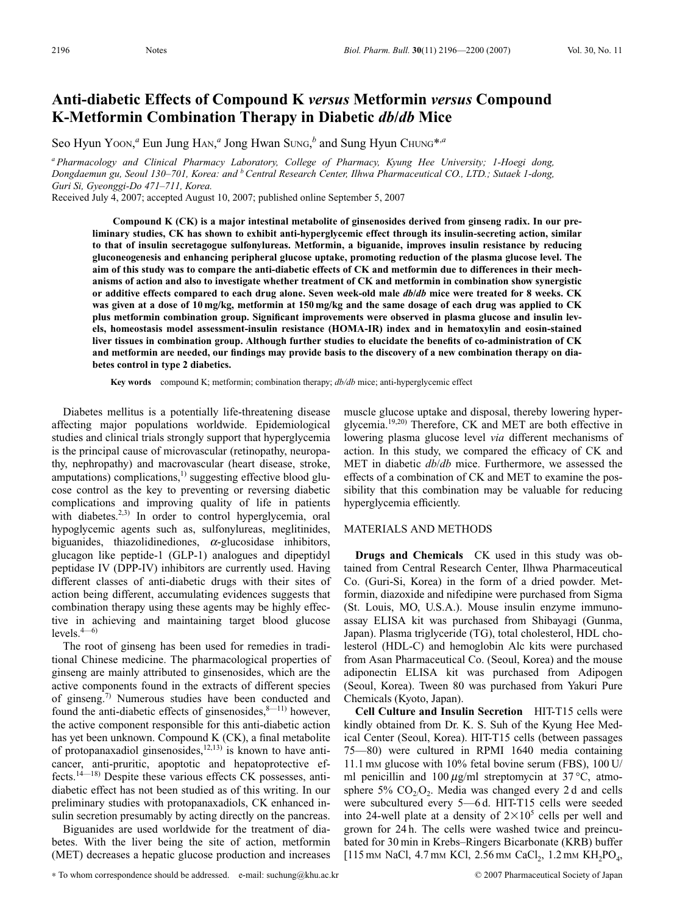Notes

# Anti-diabetic Effects of Compound K *versus* Metformin *versus* Compound K-Metformin Combination Therapy in Diabetic *db/db* Mice

Seo Hyun YOON,[a] Eun Jung HAN,[a] Jong Hwan SUNG,[b] and Sung Hyun CHUNG*,[a]

[a] Pharmacology and Clinical Pharmacy Laboratory, College of Pharmacy, Kyung Hee University; 1-Hoegi dong, Dongdaemun gu, Seoul 130–701, Korea: and [b] Central Research Center, Ilhwa Pharmaceutical CO., LTD.; Sutaek 1-dong, Guri Si, Gyeonggi-Do 471–711, Korea.

Received July 4, 2007; accepted August 10, 2007; published online September 5, 2007

**Compound K (CK) is a major intestinal metabolite of ginsenosides derived from ginseng radix. In our preliminary studies, CK has shown to exhibit anti-hyperglycemic effect through its insulin-secreting action, similar to that of insulin secretagogue sulfonylureas. Metformin, a biguanide, improves insulin resistance by reducing gluconeogenesis and enhancing peripheral glucose uptake, promoting reduction of the plasma glucose level. The aim of this study was to compare the anti-diabetic effects of CK and metformin due to differences in their mechanisms of action and also to investigate whether treatment of CK and metformin in combination show synergistic or additive effects compared to each drug alone. Seven week-old male *db/db* mice were treated for 8 weeks. CK was given at a dose of 10 mg/kg, metformin at 150 mg/kg and the same dosage of each drug was applied to CK plus metformin combination group. Significant improvements were observed in plasma glucose and insulin levels, homeostasis model assessment-insulin resistance (HOMA-IR) index and in hematoxylin and eosin-stained liver tissues in combination group. Although further studies to elucidate the benefits of co-administration of CK and metformin are needed, our findings may provide basis to the discovery of a new combination therapy on diabetes control in type 2 diabetics.**

**Key words** compound K; metformin; combination therapy; *db/db* mice; anti-hyperglycemic effect

Diabetes mellitus is a potentially life-threatening disease affecting major populations worldwide. Epidemiological studies and clinical trials strongly support that hyperglycemia is the principal cause of microvascular (retinopathy, neuropathy, nephropathy) and macrovascular (heart disease, stroke, amputations) complications,[1] suggesting effective blood glucose control as the key to preventing or reversing diabetic complications and improving quality of life in patients with diabetes.[2,3] In order to control hyperglycemia, oral hypoglycemic agents such as, sulfonylureas, meglitinides, biguanides, thiazolidinediones, $\alpha$-glucosidase inhibitors, glucagon like peptide-1 (GLP-1) analogues and dipeptidyl peptidase IV (DPP-IV) inhibitors are currently used. Having different classes of anti-diabetic drugs with their sites of action being different, accumulating evidences suggests that combination therapy using these agents may be highly effective in achieving and maintaining target blood glucose levels.[4—6]

The root of ginseng has been used for remedies in traditional Chinese medicine. The pharmacological properties of ginseng are mainly attributed to ginsenosides, which are the active components found in the extracts of different species of ginseng.[7] Numerous studies have been conducted and found the anti-diabetic effects of ginsenosides,[8—11] however, the active component responsible for this anti-diabetic action has yet been unknown. Compound K (CK), a final metabolite of protopanaxadiol ginsenosides,[12,13] is known to have anticancer, anti-pruritic, apoptotic and hepatoprotective effects.[14—18] Despite these various effects CK possesses, anti-diabetic effect has not been studied as of this writing. In our preliminary studies with protopanaxadiols, CK enhanced insulin secretion presumably by acting directly on the pancreas.

Biguanides are used worldwide for the treatment of diabetes. With the liver being the site of action, metformin (MET) decreases a hepatic glucose production and increases muscle glucose uptake and disposal, thereby lowering hyperglycemia.[19,20] Therefore, CK and MET are both effective in lowering plasma glucose level *via* different mechanisms of action. In this study, we compared the efficacy of CK and MET in diabetic *db/db* mice. Furthermore, we assessed the effects of a combination of CK and MET to examine the possibility that this combination may be valuable for reducing hyperglycemia efficiently.

## MATERIALS AND METHODS

**Drugs and Chemicals** CK used in this study was obtained from Central Research Center, Ilhwa Pharmaceutical Co. (Guri-Si, Korea) in the form of a dried powder. Metformin, diazoxide and nifedipine were purchased from Sigma (St. Louis, MO, U.S.A.). Mouse insulin enzyme immunoassay ELISA kit was purchased from Shibayagi (Gunma, Japan). Plasma triglyceride (TG), total cholesterol, HDL cholesterol (HDL-C) and hemoglobin Alc kits were purchased from Asan Pharmaceutical Co. (Seoul, Korea) and the mouse adiponectin ELISA kit was purchased from Adipogen (Seoul, Korea). Tween 80 was purchased from Yakuri Pure Chemicals (Kyoto, Japan).

**Cell Culture and Insulin Secretion** HIT-T15 cells were kindly obtained from Dr. K. S. Suh of the Kyung Hee Medical Center (Seoul, Korea). HIT-T15 cells (between passages 75—80) were cultured in RPMI 1640 media containing 11.1 mM glucose with 10% fetal bovine serum (FBS), 100 U/ml penicillin and 100 $\mu$g/ml streptomycin at 37 °C, atmosphere 5% $CO_2/O_2$. Media was changed every 2 d and cells were subcultured every 5—6 d. HIT-T15 cells were seeded into 24-well plate at a density of $2\times10^5$ cells per well and grown for 24 h. The cells were washed twice and preincubated for 30 min in Krebs–Ringers Bicarbonate (KRB) buffer [115 mM NaCl, 4.7 mM KCl, 2.56 mM $CaCl_2$, 1.2 mM $KH_2PO_4$,

\* To whom correspondence should be addressed. e-mail: suchung@khu.ac.kr

© 2007 Pharmaceutical Society of Japan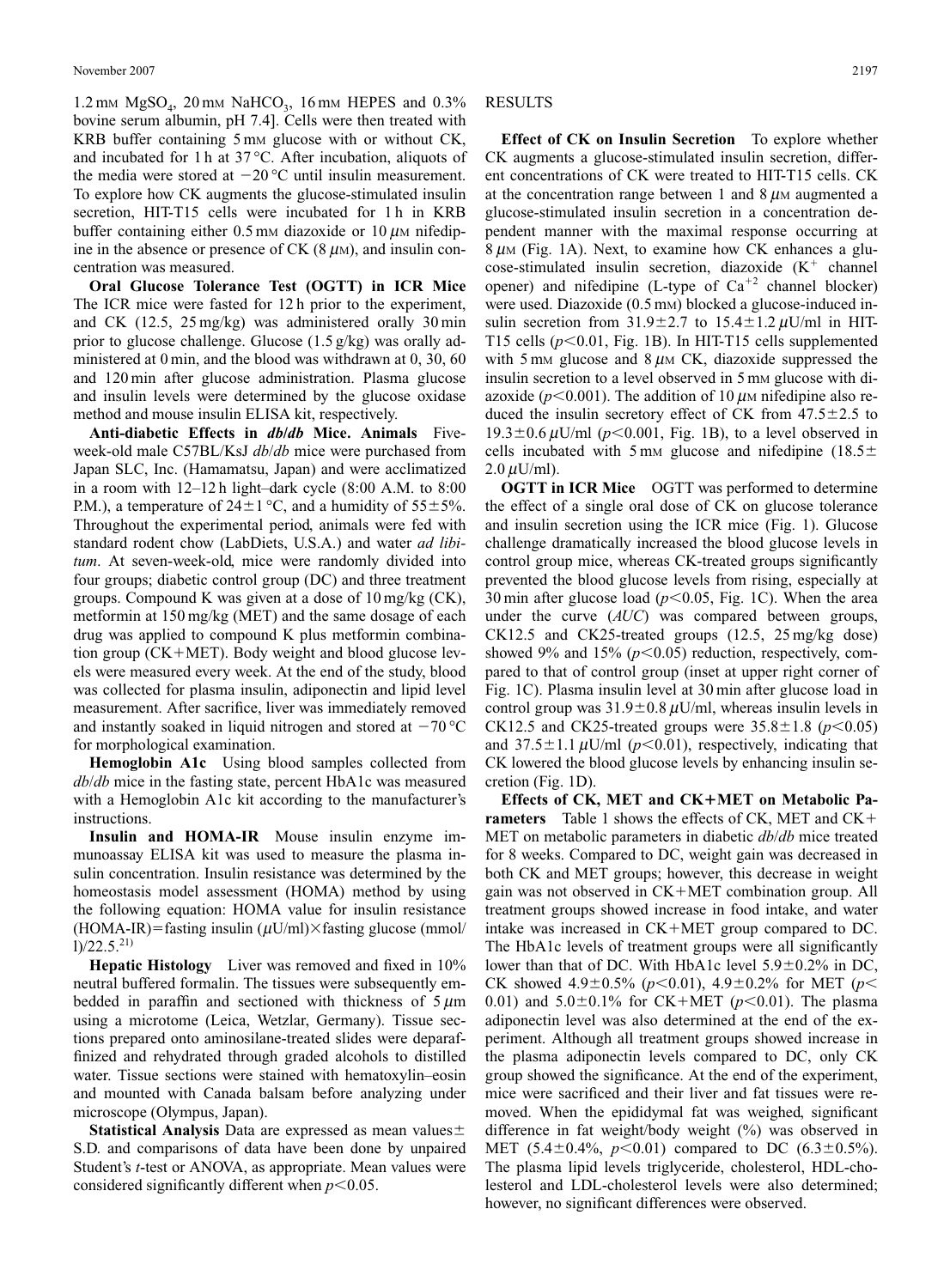1.2 mM $MgSO_4$, 20 mM $NaHCO_3$, 16 mM HEPES and 0.3% bovine serum albumin, pH 7.4]. Cells were then treated with KRB buffer containing 5 mM glucose with or without CK, and incubated for 1 h at 37 °C. After incubation, aliquots of the media were stored at −20 °C until insulin measurement. To explore how CK augments the glucose-stimulated insulin secretion, HIT-T15 cells were incubated for 1 h in KRB buffer containing either 0.5 mM diazoxide or 10 $\mu$M nifedipine in the absence or presence of CK (8 $\mu$M), and insulin concentration was measured.

**Oral Glucose Tolerance Test (OGTT) in ICR Mice** The ICR mice were fasted for 12 h prior to the experiment, and CK (12.5, 25 mg/kg) was administered orally 30 min prior to glucose challenge. Glucose (1.5 g/kg) was orally administered at 0 min, and the blood was withdrawn at 0, 30, 60 and 120 min after glucose administration. Plasma glucose and insulin levels were determined by the glucose oxidase method and mouse insulin ELISA kit, respectively.

**Anti-diabetic Effects in *db/db* Mice. Animals** Five-week-old male C57BL/KsJ *db/db* mice were purchased from Japan SLC, Inc. (Hamamatsu, Japan) and were acclimatized in a room with 12–12 h light–dark cycle (8:00 A.M. to 8:00 P.M.), a temperature of 24±1 °C, and a humidity of 55±5%. Throughout the experimental period, animals were fed with standard rodent chow (LabDiets, U.S.A.) and water *ad libitum*. At seven-week-old, mice were randomly divided into four groups; diabetic control group (DC) and three treatment groups. Compound K was given at a dose of 10 mg/kg (CK), metformin at 150 mg/kg (MET) and the same dosage of each drug was applied to compound K plus metformin combination group (CK+MET). Body weight and blood glucose levels were measured every week. At the end of the study, blood was collected for plasma insulin, adiponectin and lipid level measurement. After sacrifice, liver was immediately removed and instantly soaked in liquid nitrogen and stored at −70 °C for morphological examination.

**Hemoglobin A1c** Using blood samples collected from *db/db* mice in the fasting state, percent HbA1c was measured with a Hemoglobin A1c kit according to the manufacturer's instructions.

**Insulin and HOMA-IR** Mouse insulin enzyme immunoassay ELISA kit was used to measure the plasma insulin concentration. Insulin resistance was determined by the homeostasis model assessment (HOMA) method by using the following equation: HOMA value for insulin resistance (HOMA-IR)=fasting insulin ($\mu$U/ml)×fasting glucose (mmol/l)/22.5.[21]

**Hepatic Histology** Liver was removed and fixed in 10% neutral buffered formalin. The tissues were subsequently embedded in paraffin and sectioned with thickness of 5 $\mu$m using a microtome (Leica, Wetzlar, Germany). Tissue sections prepared onto aminosilane-treated slides were deparaffinized and rehydrated through graded alcohols to distilled water. Tissue sections were stained with hematoxylin–eosin and mounted with Canada balsam before analyzing under microscope (Olympus, Japan).

**Statistical Analysis** Data are expressed as mean values± S.D. and comparisons of data have been done by unpaired Student's *t*-test or ANOVA, as appropriate. Mean values were considered significantly different when $p<0.05$.

## RESULTS

**Effect of CK on Insulin Secretion** To explore whether CK augments a glucose-stimulated insulin secretion, different concentrations of CK were treated to HIT-T15 cells. CK at the concentration range between 1 and 8 $\mu$M augmented a glucose-stimulated insulin secretion in a concentration dependent manner with the maximal response occurring at 8 $\mu$M (Fig. 1A). Next, to examine how CK enhances a glucose-stimulated insulin secretion, diazoxide ($K^+$ channel opener) and nifedipine (L-type of $Ca^{+2}$ channel blocker) were used. Diazoxide (0.5 mM) blocked a glucose-induced insulin secretion from 31.9±2.7 to 15.4±1.2 $\mu$U/ml in HIT-T15 cells ($p<0.01$, Fig. 1B). In HIT-T15 cells supplemented with 5 mM glucose and 8 $\mu$M CK, diazoxide suppressed the insulin secretion to a level observed in 5 mM glucose with diazoxide ($p<0.001$). The addition of 10 $\mu$M nifedipine also reduced the insulin secretory effect of CK from 47.5±2.5 to 19.3±0.6 $\mu$U/ml ($p<0.001$, Fig. 1B), to a level observed in cells incubated with 5 mM glucose and nifedipine (18.5±2.0 $\mu$U/ml).

**OGTT in ICR Mice** OGTT was performed to determine the effect of a single oral dose of CK on glucose tolerance and insulin secretion using the ICR mice (Fig. 1). Glucose challenge dramatically increased the blood glucose levels in control group mice, whereas CK-treated groups significantly prevented the blood glucose levels from rising, especially at 30 min after glucose load ($p<0.05$, Fig. 1C). When the area under the curve (*AUC*) was compared between groups, CK12.5 and CK25-treated groups (12.5, 25 mg/kg dose) showed 9% and 15% ($p<0.05$) reduction, respectively, compared to that of control group (inset at upper right corner of Fig. 1C). Plasma insulin level at 30 min after glucose load in control group was 31.9±0.8 $\mu$U/ml, whereas insulin levels in CK12.5 and CK25-treated groups were 35.8±1.8 ($p<0.05$) and 37.5±1.1 $\mu$U/ml ($p<0.01$), respectively, indicating that CK lowered the blood glucose levels by enhancing insulin secretion (Fig. 1D).

**Effects of CK, MET and CK+MET on Metabolic Parameters** Table 1 shows the effects of CK, MET and CK+MET on metabolic parameters in diabetic *db/db* mice treated for 8 weeks. Compared to DC, weight gain was decreased in both CK and MET groups; however, this decrease in weight gain was not observed in CK+MET combination group. All treatment groups showed increase in food intake, and water intake was increased in CK+MET group compared to DC. The HbA1c levels of treatment groups were all significantly lower than that of DC. With HbA1c level 5.9±0.2% in DC, CK showed 4.9±0.5% ($p<0.01$), 4.9±0.2% for MET ($p<0.01$) and 5.0±0.1% for CK+MET ($p<0.01$). The plasma adiponectin level was also determined at the end of the experiment. Although all treatment groups showed increase in the plasma adiponectin levels compared to DC, only CK group showed the significance. At the end of the experiment, mice were sacrificed and their liver and fat tissues were removed. When the epididymal fat was weighed, significant difference in fat weight/body weight (%) was observed in MET (5.4±0.4%, $p<0.01$) compared to DC (6.3±0.5%). The plasma lipid levels triglyceride, cholesterol, HDL-cholesterol and LDL-cholesterol levels were also determined; however, no significant differences were observed.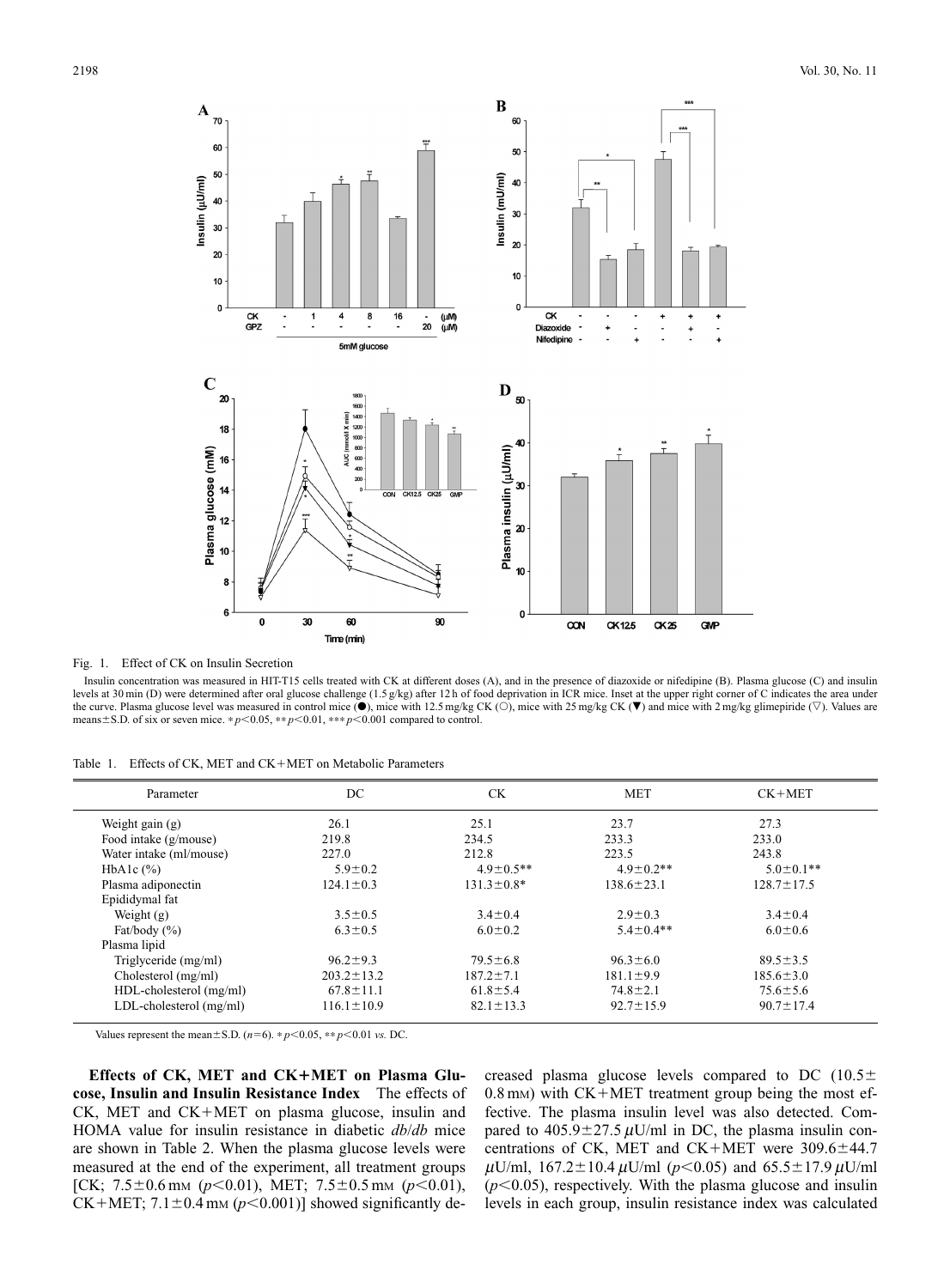Fig. 1. Effect of CK on Insulin Secretion

Insulin concentration was measured in HIT-T15 cells treated with CK at different doses (A), and in the presence of diazoxide or nifedipine (B). Plasma glucose (C) and insulin levels at 30 min (D) were determined after oral glucose challenge (1.5 g/kg) after 12 h of food deprivation in ICR mice. Inset at the upper right corner of C indicates the area under the curve. Plasma glucose level was measured in control mice (●), mice with 12.5 mg/kg CK (○), mice with 25 mg/kg CK (▼) and mice with 2 mg/kg glimepiride (▽). Values are means±S.D. of six or seven mice. * $p<0.05$, ** $p<0.01$, *** $p<0.001$ compared to control.

Table 1. Effects of CK, MET and CK+MET on Metabolic Parameters

| Parameter | DC | CK | MET | CK+MET |
|---|---|---|---|---|
| Weight gain (g) | 26.1 | 25.1 | 23.7 | 27.3 |
| Food intake (g/mouse) | 219.8 | 234.5 | 233.3 | 233.0 |
| Water intake (ml/mouse) | 227.0 | 212.8 | 223.5 | 243.8 |
| HbA1c (%) | 5.9±0.2 | 4.9±0.5** | 4.9±0.2** | 5.0±0.1** |
| Plasma adiponectin | 124.1±0.3 | 131.3±0.8* | 138.6±23.1 | 128.7±17.5 |
| Epididymal fat | | | | |
| Weight (g) | 3.5±0.5 | 3.4±0.4 | 2.9±0.3 | 3.4±0.4 |
| Fat/body (%) | 6.3±0.5 | 6.0±0.2 | 5.4±0.4** | 6.0±0.6 |
| Plasma lipid | | | | |
| Triglyceride (mg/ml) | 96.2±9.3 | 79.5±6.8 | 96.3±6.0 | 89.5±3.5 |
| Cholesterol (mg/ml) | 203.2±13.2 | 187.2±7.1 | 181.1±9.9 | 185.6±3.0 |
| HDL-cholesterol (mg/ml) | 67.8±11.1 | 61.8±5.4 | 74.8±2.1 | 75.6±5.6 |
| LDL-cholesterol (mg/ml) | 116.1±10.9 | 82.1±13.3 | 92.7±15.9 | 90.7±17.4 |

Values represent the mean±S.D. ($n=6$). * $p<0.05$, ** $p<0.01$ *vs.* DC.

**Effects of CK, MET and CK+MET on Plasma Glucose, Insulin and Insulin Resistance Index** The effects of CK, MET and CK+MET on plasma glucose, insulin and HOMA value for insulin resistance in diabetic *db/db* mice are shown in Table 2. When the plasma glucose levels were measured at the end of the experiment, all treatment groups [CK; 7.5±0.6 mM ($p<0.01$), MET; 7.5±0.5 mM ($p<0.01$), CK+MET; 7.1±0.4 mM ($p<0.001$)] showed significantly decreased plasma glucose levels compared to DC (10.5±0.8 mM) with CK+MET treatment group being the most effective. The plasma insulin level was also detected. Compared to 405.9±27.5 $\mu$U/ml in DC, the plasma insulin concentrations of CK, MET and CK+MET were 309.6±44.7 $\mu$U/ml, 167.2±10.4 $\mu$U/ml ($p<0.05$) and 65.5±17.9 $\mu$U/ml ($p<0.05$), respectively. With the plasma glucose and insulin levels in each group, insulin resistance index was calculated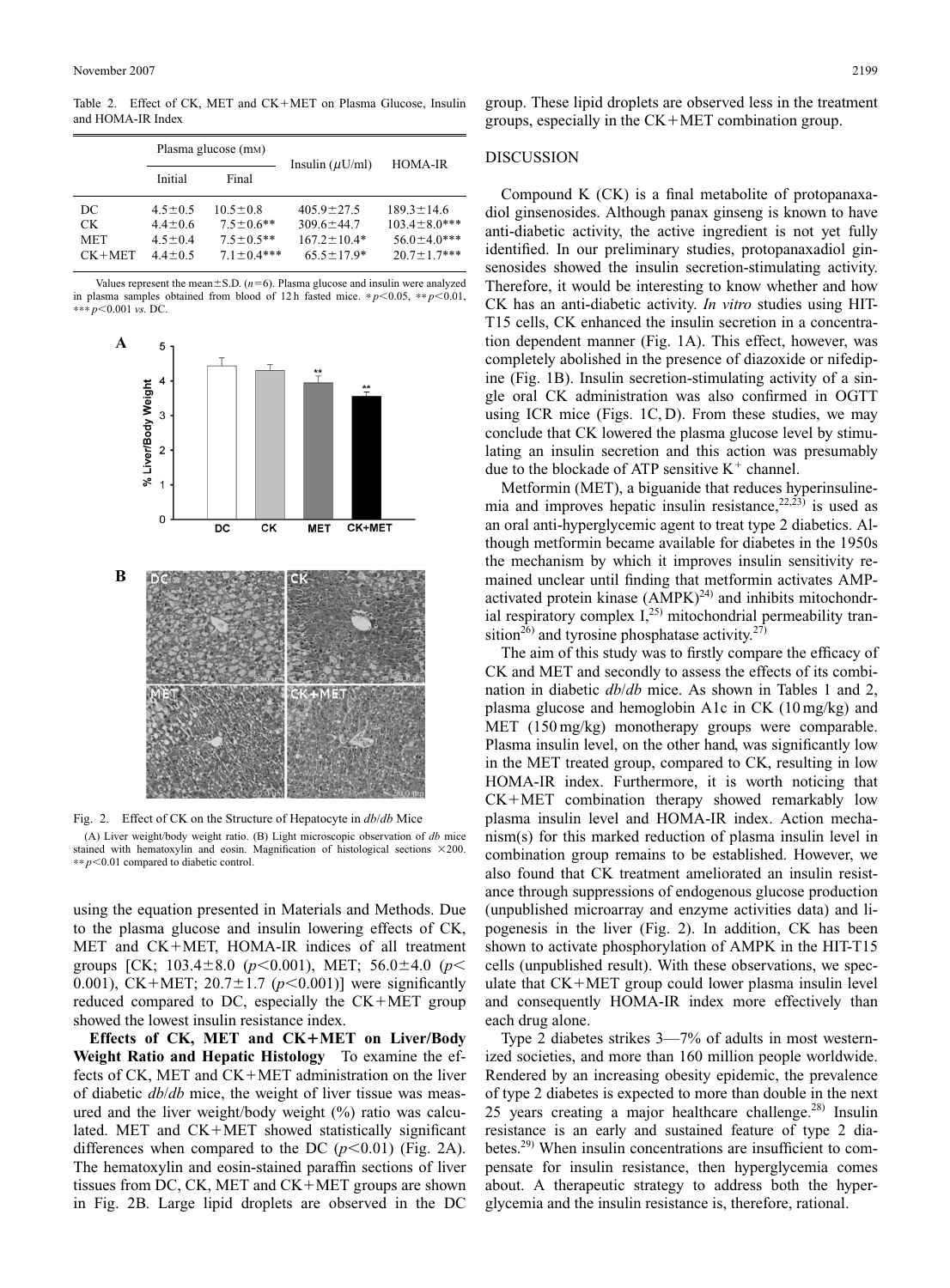Table 2. Effect of CK, MET and CK+MET on Plasma Glucose, Insulin and HOMA-IR Index

| | Plasma glucose (mM) | | Insulin ($\mu$U/ml) | HOMA-IR |
|---|---|---|---|---|
| | Initial | Final | | |
| DC | 4.5±0.5 | 10.5±0.8 | 405.9±27.5 | 189.3±14.6 |
| CK | 4.4±0.6 | 7.5±0.6** | 309.6±44.7 | 103.4±8.0*** |
| MET | 4.5±0.4 | 7.5±0.5** | 167.2±10.4* | 56.0±4.0*** |
| CK+MET | 4.4±0.5 | 7.1±0.4*** | 65.5±17.9* | 20.7±1.7*** |

Values represent the mean±S.D. ($n$=6). Plasma glucose and insulin were analyzed in plasma samples obtained from blood of 12 h fasted mice. * $p$<0.05, ** $p$<0.01, *** $p$<0.001 *vs.* DC.

A

% Liver/Body Weight

5
4
3
2
1
0

DC CK MET CK+MET

**
**

B

DC CK MET CK+MET

Fig. 2. Effect of CK on the Structure of Hepatocyte in *db*/*db* Mice

(A) Liver weight/body weight ratio. (B) Light microscopic observation of *db* mice stained with hematoxylin and eosin. Magnification of histological sections ×200. ** $p$<0.01 compared to diabetic control.

using the equation presented in Materials and Methods. Due to the plasma glucose and insulin lowering effects of CK, MET and CK+MET, HOMA-IR indices of all treatment groups [CK; 103.4±8.0 ($p$<0.001), MET; 56.0±4.0 ($p$<0.001), CK+MET; 20.7±1.7 ($p$<0.001)] were significantly reduced compared to DC, especially the CK+MET group showed the lowest insulin resistance index.

**Effects of CK, MET and CK+MET on Liver/Body Weight Ratio and Hepatic Histology** To examine the effects of CK, MET and CK+MET administration on the liver of diabetic *db*/*db* mice, the weight of liver tissue was measured and the liver weight/body weight (%) ratio was calculated. MET and CK+MET showed statistically significant differences when compared to the DC ($p$<0.01) (Fig. 2A). The hematoxylin and eosin-stained paraffin sections of liver tissues from DC, CK, MET and CK+MET groups are shown in Fig. 2B. Large lipid droplets are observed in the DC group. These lipid droplets are observed less in the treatment groups, especially in the CK+MET combination group.

## DISCUSSION

Compound K (CK) is a final metabolite of protopanaxadiol ginsenosides. Although panax ginseng is known to have anti-diabetic activity, the active ingredient is not yet fully identified. In our preliminary studies, protopanaxadiol ginsenosides showed the insulin secretion-stimulating activity. Therefore, it would be interesting to know whether and how CK has an anti-diabetic activity. *In vitro* studies using HIT-T15 cells, CK enhanced the insulin secretion in a concentration dependent manner (Fig. 1A). This effect, however, was completely abolished in the presence of diazoxide or nifedipine (Fig. 1B). Insulin secretion-stimulating activity of a single oral CK administration was also confirmed in OGTT using ICR mice (Figs. 1C, D). From these studies, we may conclude that CK lowered the plasma glucose level by stimulating an insulin secretion and this action was presumably due to the blockade of ATP sensitive $K^+$ channel.

Metformin (MET), a biguanide that reduces hyperinsulinemia and improves hepatic insulin resistance,[22,23] is used as an oral anti-hyperglycemic agent to treat type 2 diabetics. Although metformin became available for diabetes in the 1950s the mechanism by which it improves insulin sensitivity remained unclear until finding that metformin activates AMP-activated protein kinase (AMPK)[24] and inhibits mitochondrial respiratory complex I,[25] mitochondrial permeability transition[26] and tyrosine phosphatase activity.[27]

The aim of this study was to firstly compare the efficacy of CK and MET and secondly to assess the effects of its combination in diabetic *db*/*db* mice. As shown in Tables 1 and 2, plasma glucose and hemoglobin A1c in CK (10 mg/kg) and MET (150 mg/kg) monotherapy groups were comparable. Plasma insulin level, on the other hand, was significantly low in the MET treated group, compared to CK, resulting in low HOMA-IR index. Furthermore, it is worth noticing that CK+MET combination therapy showed remarkably low plasma insulin level and HOMA-IR index. Action mechanism(s) for this marked reduction of plasma insulin level in combination group remains to be established. However, we also found that CK treatment ameliorated an insulin resistance through suppressions of endogenous glucose production (unpublished microarray and enzyme activities data) and lipogenesis in the liver (Fig. 2). In addition, CK has been shown to activate phosphorylation of AMPK in the HIT-T15 cells (unpublished result). With these observations, we speculate that CK+MET group could lower plasma insulin level and consequently HOMA-IR index more effectively than each drug alone.

Type 2 diabetes strikes 3—7% of adults in most westernized societies, and more than 160 million people worldwide. Rendered by an increasing obesity epidemic, the prevalence of type 2 diabetes is expected to more than double in the next 25 years creating a major healthcare challenge.[28] Insulin resistance is an early and sustained feature of type 2 diabetes.[29] When insulin concentrations are insufficient to compensate for insulin resistance, then hyperglycemia comes about. A therapeutic strategy to address both the hyperglycemia and the insulin resistance is, therefore, rational.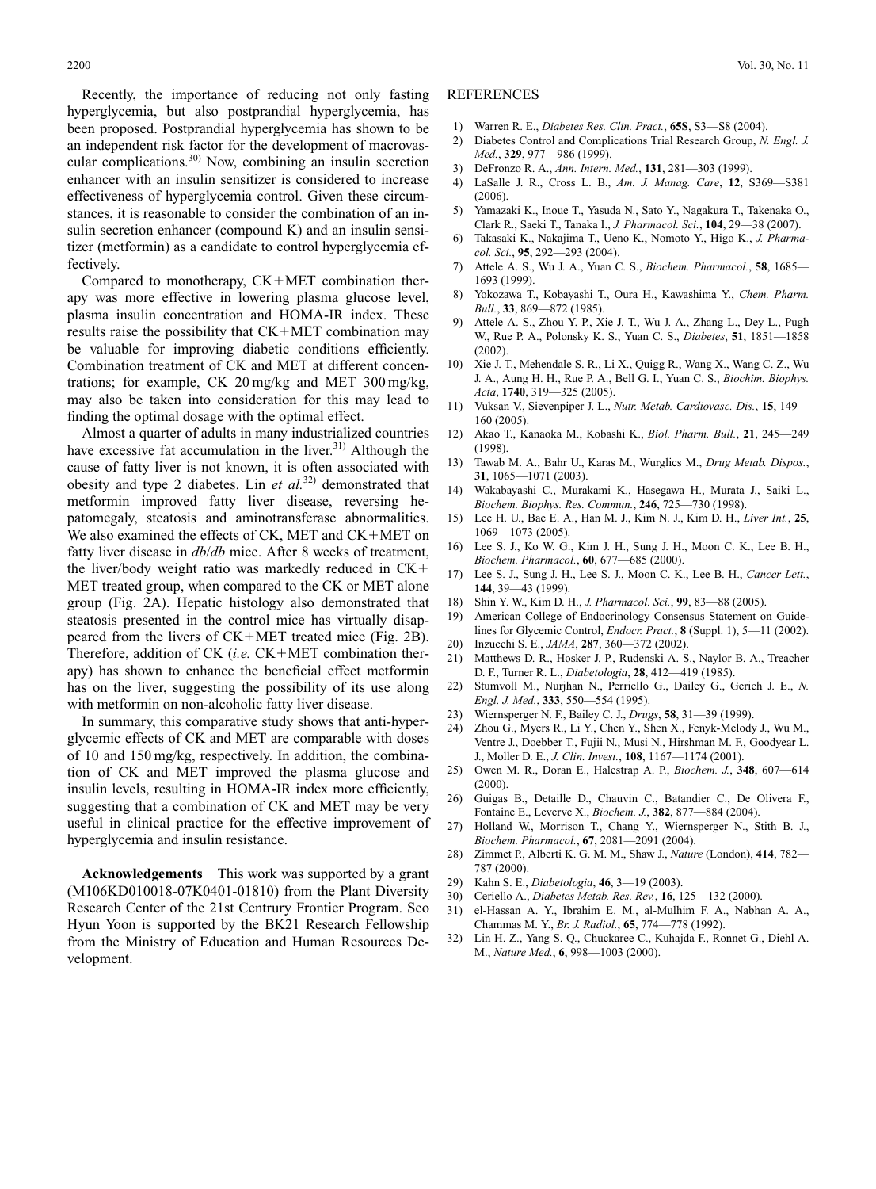Recently, the importance of reducing not only fasting hyperglycemia, but also postprandial hyperglycemia, has been proposed. Postprandial hyperglycemia has shown to be an independent risk factor for the development of macrovascular complications.[30] Now, combining an insulin secretion enhancer with an insulin sensitizer is considered to increase effectiveness of hyperglycemia control. Given these circumstances, it is reasonable to consider the combination of an insulin secretion enhancer (compound K) and an insulin sensitizer (metformin) as a candidate to control hyperglycemia effectively.

Compared to monotherapy, CK+MET combination therapy was more effective in lowering plasma glucose level, plasma insulin concentration and HOMA-IR index. These results raise the possibility that CK+MET combination may be valuable for improving diabetic conditions efficiently. Combination treatment of CK and MET at different concentrations; for example, CK 20 mg/kg and MET 300 mg/kg, may also be taken into consideration for this may lead to finding the optimal dosage with the optimal effect.

Almost a quarter of adults in many industrialized countries have excessive fat accumulation in the liver.[31] Although the cause of fatty liver is not known, it is often associated with obesity and type 2 diabetes. Lin *et al.*[32] demonstrated that metformin improved fatty liver disease, reversing hepatomegaly, steatosis and aminotransferase abnormalities. We also examined the effects of CK, MET and CK+MET on fatty liver disease in *db*/*db* mice. After 8 weeks of treatment, the liver/body weight ratio was markedly reduced in CK+MET treated group, when compared to the CK or MET alone group (Fig. 2A). Hepatic histology also demonstrated that steatosis presented in the control mice has virtually disappeared from the livers of CK+MET treated mice (Fig. 2B). Therefore, addition of CK (*i.e.* CK+MET combination therapy) has shown to enhance the beneficial effect metformin has on the liver, suggesting the possibility of its use along with metformin on non-alcoholic fatty liver disease.

In summary, this comparative study shows that anti-hyperglycemic effects of CK and MET are comparable with doses of 10 and 150 mg/kg, respectively. In addition, the combination of CK and MET improved the plasma glucose and insulin levels, resulting in HOMA-IR index more efficiently, suggesting that a combination of CK and MET may be very useful in clinical practice for the effective improvement of hyperglycemia and insulin resistance.

**Acknowledgements** This work was supported by a grant (M106KD010018-07K0401-01810) from the Plant Diversity Research Center of the 21st Centrury Frontier Program. Seo Hyun Yoon is supported by the BK21 Research Fellowship from the Ministry of Education and Human Resources Development.

## REFERENCES

1) Warren R. E., *Diabetes Res. Clin. Pract.*, **65S**, S3—S8 (2004).
2) Diabetes Control and Complications Trial Research Group, *N. Engl. J. Med.*, **329**, 977—986 (1999).
3) DeFronzo R. A., *Ann. Intern. Med.*, **131**, 281—303 (1999).
4) LaSalle J. R., Cross L. B., *Am. J. Manag. Care*, **12**, S369—S381 (2006).
5) Yamazaki K., Inoue T., Yasuda N., Sato Y., Nagakura T., Takenaka O., Clark R., Saeki T., Tanaka I., *J. Pharmacol. Sci.*, **104**, 29—38 (2007).
6) Takasaki K., Nakajima T., Ueno K., Nomoto Y., Higo K., *J. Pharmacol. Sci.*, **95**, 292—293 (2004).
7) Attele A. S., Wu J. A., Yuan C. S., *Biochem. Pharmacol.*, **58**, 1685—1693 (1999).
8) Yokozawa T., Kobayashi T., Oura H., Kawashima Y., *Chem. Pharm. Bull.*, **33**, 869—872 (1985).
9) Attele A. S., Zhou Y. P., Xie J. T., Wu J. A., Zhang L., Dey L., Pugh W., Rue P. A., Polonsky K. S., Yuan C. S., *Diabetes*, **51**, 1851—1858 (2002).
10) Xie J. T., Mehendale S. R., Li X., Quigg R., Wang X., Wang C. Z., Wu J. A., Aung H. H., Rue P. A., Bell G. I., Yuan C. S., *Biochim. Biophys. Acta*, **1740**, 319—325 (2005).
11) Vuksan V., Sievenpiper J. L., *Nutr. Metab. Cardiovasc. Dis.*, **15**, 149—160 (2005).
12) Akao T., Kanaoka M., Kobashi K., *Biol. Pharm. Bull.*, **21**, 245—249 (1998).
13) Tawab M. A., Bahr U., Karas M., Wurglics M., *Drug Metab. Dispos.*, **31**, 1065—1071 (2003).
14) Wakabayashi C., Murakami K., Hasegawa H., Murata J., Saiki L., *Biochem. Biophys. Res. Commun.*, **246**, 725—730 (1998).
15) Lee H. U., Bae E. A., Han M. J., Kim N. J., Kim D. H., *Liver Int.*, **25**, 1069—1073 (2005).
16) Lee S. J., Ko W. G., Kim J. H., Sung J. H., Moon C. K., Lee B. H., *Biochem. Pharmacol.*, **60**, 677—685 (2000).
17) Lee S. J., Sung J. H., Lee S. J., Moon C. K., Lee B. H., *Cancer Lett.*, **144**, 39—43 (1999).
18) Shin Y. W., Kim D. H., *J. Pharmacol. Sci.*, **99**, 83—88 (2005).
19) American College of Endocrinology Consensus Statement on Guidelines for Glycemic Control, *Endocr. Pract.*, **8** (Suppl. 1), 5—11 (2002).
20) Inzucchi S. E., *JAMA*, **287**, 360—372 (2002).
21) Matthews D. R., Hosker J. P., Rudenski A. S., Naylor B. A., Treacher D. F., Turner R. L., *Diabetologia*, **28**, 412—419 (1985).
22) Stumvoll M., Nurjhan N., Perriello G., Dailey G., Gerich J. E., *N. Engl. J. Med.*, **333**, 550—554 (1995).
23) Wiernsperger N. F., Bailey C. J., *Drugs*, **58**, 31—39 (1999).
24) Zhou G., Myers R., Li Y., Chen Y., Shen X., Fenyk-Melody J., Wu M., Ventre J., Doebber T., Fujii N., Musi N., Hirshman M. F., Goodyear L. J., Moller D. E., *J. Clin. Invest.*, **108**, 1167—1174 (2001).
25) Owen M. R., Doran E., Halestrap A. P., *Biochem. J.*, **348**, 607—614 (2000).
26) Guigas B., Detaille D., Chauvin C., Batandier C., De Olivera F., Fontaine E., Leverve X., *Biochem. J.*, **382**, 877—884 (2004).
27) Holland W., Morrison T., Chang Y., Wiernsperger N., Stith B. J., *Biochem. Pharmacol.*, **67**, 2081—2091 (2004).
28) Zimmet P., Alberti K. G. M. M., Shaw J., *Nature* (London), **414**, 782—787 (2000).
29) Kahn S. E., *Diabetologia*, **46**, 3—19 (2003).
30) Ceriello A., *Diabetes Metab. Res. Rev.*, **16**, 125—132 (2000).
31) el-Hassan A. Y., Ibrahim E. M., al-Mulhim F. A., Nabhan A. A., Chammas M. Y., *Br. J. Radiol.*, **65**, 774—778 (1992).
32) Lin H. Z., Yang S. Q., Chuckaree C., Kuhajda F., Ronnet G., Diehl A. M., *Nature Med.*, **6**, 998—1003 (2000).